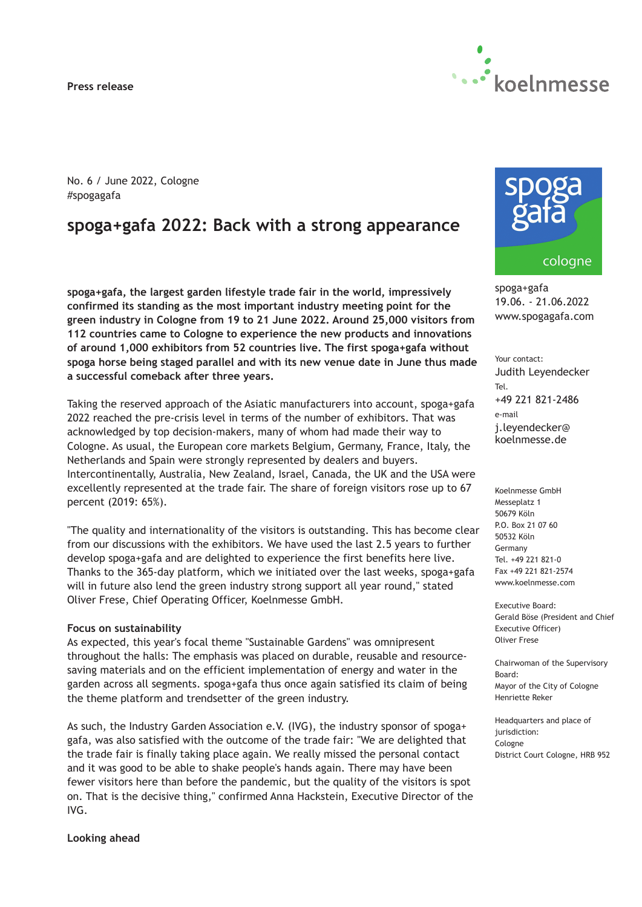Press release

No. 6 / June 2022, Cologne
#spogagafa

# spoga+gafa 2022: Back with a strong appearance

**spoga+gafa, the largest garden lifestyle trade fair in the world, impressively confirmed its standing as the most important industry meeting point for the green industry in Cologne from 19 to 21 June 2022. Around 25,000 visitors from 112 countries came to Cologne to experience the new products and innovations of around 1,000 exhibitors from 52 countries live. The first spoga+gafa without spoga horse being staged parallel and with its new venue date in June thus made a successful comeback after three years.**

Taking the reserved approach of the Asiatic manufacturers into account, spoga+gafa 2022 reached the pre-crisis level in terms of the number of exhibitors. That was acknowledged by top decision-makers, many of whom had made their way to Cologne. As usual, the European core markets Belgium, Germany, France, Italy, the Netherlands and Spain were strongly represented by dealers and buyers. Intercontinentally, Australia, New Zealand, Israel, Canada, the UK and the USA were excellently represented at the trade fair. The share of foreign visitors rose up to 67 percent (2019: 65%).

"The quality and internationality of the visitors is outstanding. This has become clear from our discussions with the exhibitors. We have used the last 2.5 years to further develop spoga+gafa and are delighted to experience the first benefits here live. Thanks to the 365-day platform, which we initiated over the last weeks, spoga+gafa will in future also lend the green industry strong support all year round," stated Oliver Frese, Chief Operating Officer, Koelnmesse GmbH.

**Focus on sustainability**

As expected, this year's focal theme "Sustainable Gardens" was omnipresent throughout the halls: The emphasis was placed on durable, reusable and resource-saving materials and on the efficient implementation of energy and water in the garden across all segments. spoga+gafa thus once again satisfied its claim of being the theme platform and trendsetter of the green industry.

As such, the Industry Garden Association e.V. (IVG), the industry sponsor of spoga+gafa, was also satisfied with the outcome of the trade fair: "We are delighted that the trade fair is finally taking place again. We really missed the personal contact and it was good to be able to shake people's hands again. There may have been fewer visitors here than before the pandemic, but the quality of the visitors is spot on. That is the decisive thing," confirmed Anna Hackstein, Executive Director of the IVG.

**Looking ahead**

spoga+gafa
19.06. - 21.06.2022
www.spogagafa.com

Your contact:
Judith Leyendecker
Tel.
+49 221 821-2486
e-mail
j.leyendecker@koelnmesse.de

Koelnmesse GmbH
Messeplatz 1
50679 Köln
P.O. Box 21 07 60
50532 Köln
Germany
Tel. +49 221 821-0
Fax +49 221 821-2574
www.koelnmesse.com

Executive Board:
Gerald Böse (President and Chief Executive Officer)
Oliver Frese

Chairwoman of the Supervisory Board:
Mayor of the City of Cologne
Henriette Reker

Headquarters and place of jurisdiction:
Cologne
District Court Cologne, HRB 952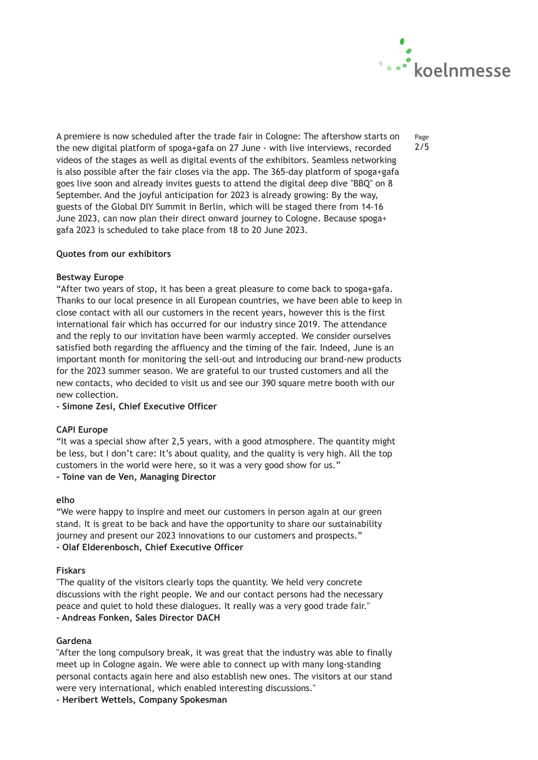A premiere is now scheduled after the trade fair in Cologne: The aftershow starts on the new digital platform of spoga+gafa on 27 June - with live interviews, recorded videos of the stages as well as digital events of the exhibitors. Seamless networking is also possible after the fair closes via the app. The 365-day platform of spoga+gafa goes live soon and already invites guests to attend the digital deep dive "BBQ" on 8 September. And the joyful anticipation for 2023 is already growing: By the way, guests of the Global DIY Summit in Berlin, which will be staged there from 14-16 June 2023, can now plan their direct onward journey to Cologne. Because spoga+gafa 2023 is scheduled to take place from 18 to 20 June 2023.

**Quotes from our exhibitors**

**Bestway Europe**
"After two years of stop, it has been a great pleasure to come back to spoga+gafa. Thanks to our local presence in all European countries, we have been able to keep in close contact with all our customers in the recent years, however this is the first international fair which has occurred for our industry since 2019. The attendance and the reply to our invitation have been warmly accepted. We consider ourselves satisfied both regarding the affluency and the timing of the fair. Indeed, June is an important month for monitoring the sell-out and introducing our brand-new products for the 2023 summer season. We are grateful to our trusted customers and all the new contacts, who decided to visit us and see our 390 square metre booth with our new collection.
**- Simone Zesi, Chief Executive Officer**

**CAPI Europe**
"It was a special show after 2,5 years, with a good atmosphere. The quantity might be less, but I don't care: It's about quality, and the quality is very high. All the top customers in the world were here, so it was a very good show for us."
**- Toine van de Ven, Managing Director**

**elho**
"We were happy to inspire and meet our customers in person again at our green stand. It is great to be back and have the opportunity to share our sustainability journey and present our 2023 innovations to our customers and prospects."
**- Olaf Elderenbosch, Chief Executive Officer**

**Fiskars**
"The quality of the visitors clearly tops the quantity. We held very concrete discussions with the right people. We and our contact persons had the necessary peace and quiet to hold these dialogues. It really was a very good trade fair."
**- Andreas Fonken, Sales Director DACH**

**Gardena**
"After the long compulsory break, it was great that the industry was able to finally meet up in Cologne again. We were able to connect up with many long-standing personal contacts again here and also establish new ones. The visitors at our stand were very international, which enabled interesting discussions."
**- Heribert Wettels, Company Spokesman**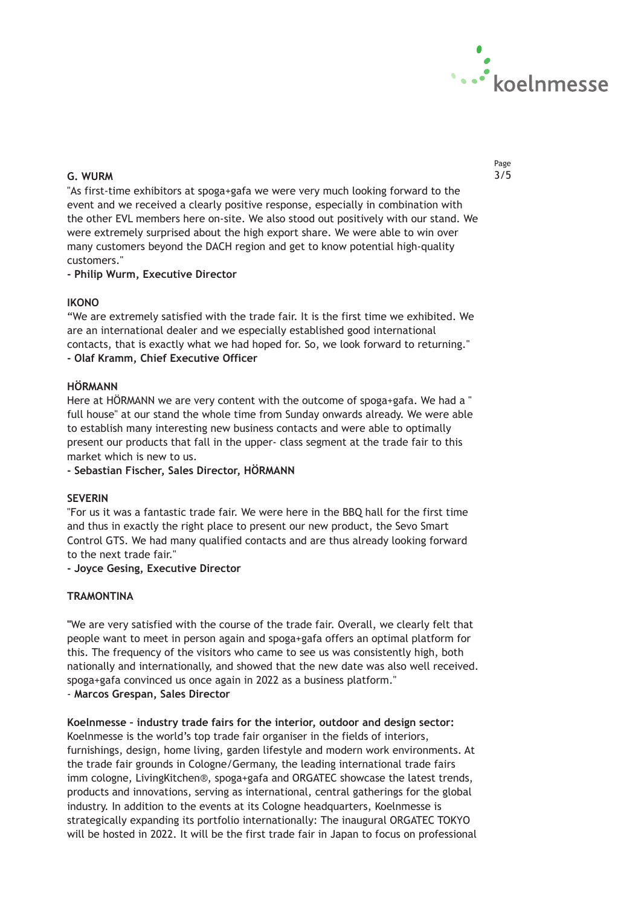**G. WURM**

"As first-time exhibitors at spoga+gafa we were very much looking forward to the event and we received a clearly positive response, especially in combination with the other EVL members here on-site. We also stood out positively with our stand. We were extremely surprised about the high export share. We were able to win over many customers beyond the DACH region and get to know potential high-quality customers."

**- Philip Wurm, Executive Director**

**IKONO**

"We are extremely satisfied with the trade fair. It is the first time we exhibited. We are an international dealer and we especially established good international contacts, that is exactly what we had hoped for. So, we look forward to returning."

**- Olaf Kramm, Chief Executive Officer**

**HÖRMANN**

Here at HÖRMANN we are very content with the outcome of spoga+gafa. We had a " full house" at our stand the whole time from Sunday onwards already. We were able to establish many interesting new business contacts and were able to optimally present our products that fall in the upper- class segment at the trade fair to this market which is new to us.

**- Sebastian Fischer, Sales Director, HÖRMANN**

**SEVERIN**

"For us it was a fantastic trade fair. We were here in the BBQ hall for the first time and thus in exactly the right place to present our new product, the Sevo Smart Control GTS. We had many qualified contacts and are thus already looking forward to the next trade fair."

**- Joyce Gesing, Executive Director**

**TRAMONTINA**

"We are very satisfied with the course of the trade fair. Overall, we clearly felt that people want to meet in person again and spoga+gafa offers an optimal platform for this. The frequency of the visitors who came to see us was consistently high, both nationally and internationally, and showed that the new date was also well received. spoga+gafa convinced us once again in 2022 as a business platform."

- **Marcos Grespan, Sales Director**

**Koelnmesse – industry trade fairs for the interior, outdoor and design sector:**
Koelnmesse is the world's top trade fair organiser in the fields of interiors, furnishings, design, home living, garden lifestyle and modern work environments. At the trade fair grounds in Cologne/Germany, the leading international trade fairs imm cologne, LivingKitchen®, spoga+gafa and ORGATEC showcase the latest trends, products and innovations, serving as international, central gatherings for the global industry. In addition to the events at its Cologne headquarters, Koelnmesse is strategically expanding its portfolio internationally: The inaugural ORGATEC TOKYO will be hosted in 2022. It will be the first trade fair in Japan to focus on professional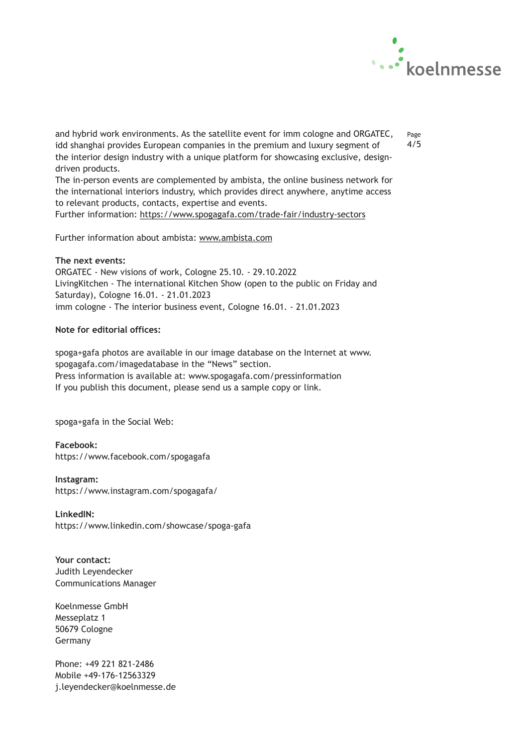and hybrid work environments. As the satellite event for imm cologne and ORGATEC, idd shanghai provides European companies in the premium and luxury segment of the interior design industry with a unique platform for showcasing exclusive, design-driven products.
The in-person events are complemented by ambista, the online business network for the international interiors industry, which provides direct anywhere, anytime access to relevant products, contacts, expertise and events.
Further information: https://www.spogagafa.com/trade-fair/industry-sectors

Further information about ambista: www.ambista.com

**The next events:**
ORGATEC - New visions of work, Cologne 25.10. - 29.10.2022
LivingKitchen - The international Kitchen Show (open to the public on Friday and Saturday), Cologne 16.01. - 21.01.2023
imm cologne - The interior business event, Cologne 16.01. - 21.01.2023

**Note for editorial offices:**

spoga+gafa photos are available in our image database on the Internet at www.spogagafa.com/imagedatabase in the “News” section.
Press information is available at: www.spogagafa.com/pressinformation
If you publish this document, please send us a sample copy or link.

spoga+gafa in the Social Web:

**Facebook:**
https://www.facebook.com/spogagafa

**Instagram:**
https://www.instagram.com/spogagafa/

**LinkedIN:**
https://www.linkedin.com/showcase/spoga-gafa

**Your contact:**
Judith Leyendecker
Communications Manager

Koelnmesse GmbH
Messeplatz 1
50679 Cologne
Germany

Phone: +49 221 821-2486
Mobile +49-176-12563329
j.leyendecker@koelnmesse.de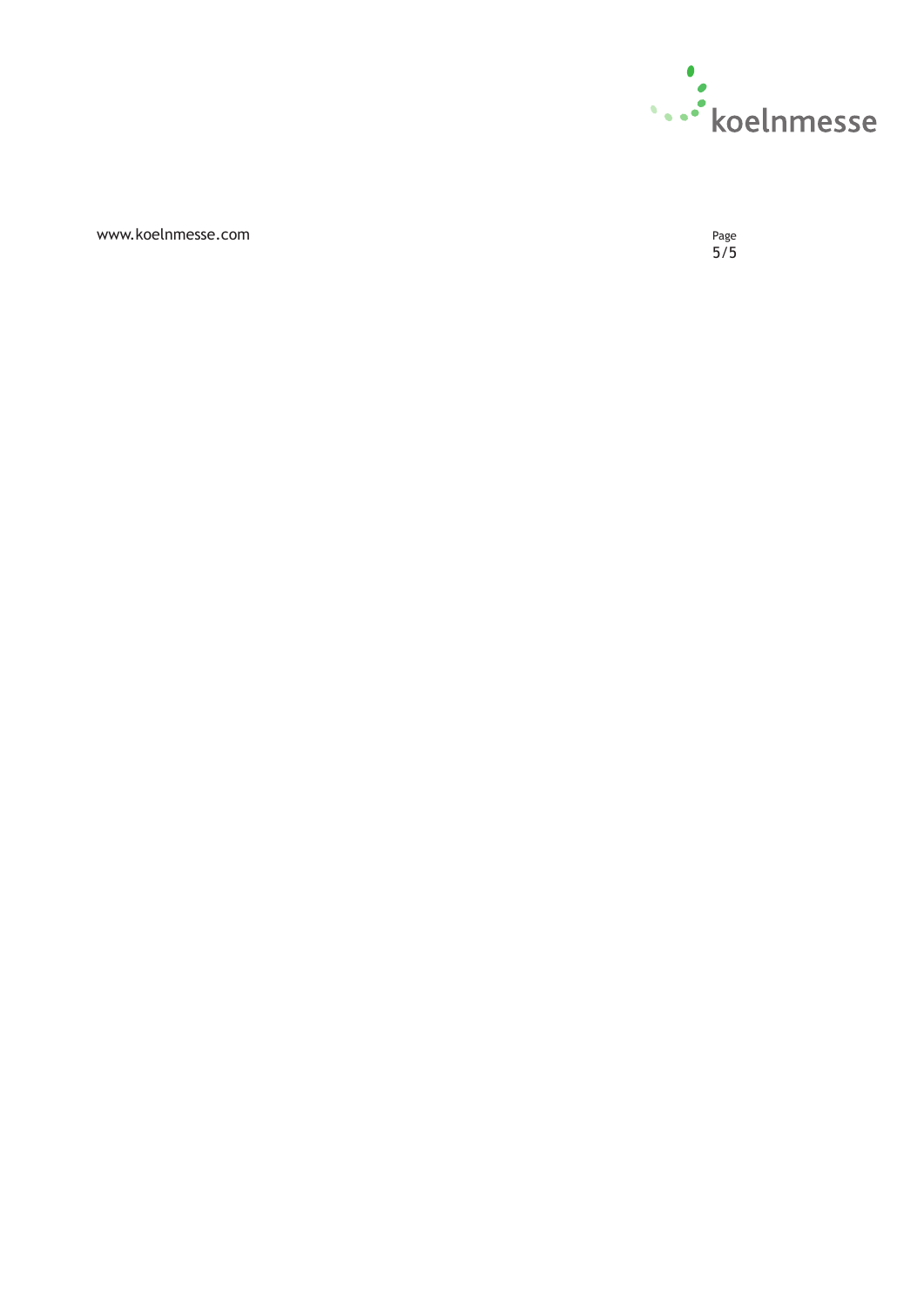www.koelnmesse.com